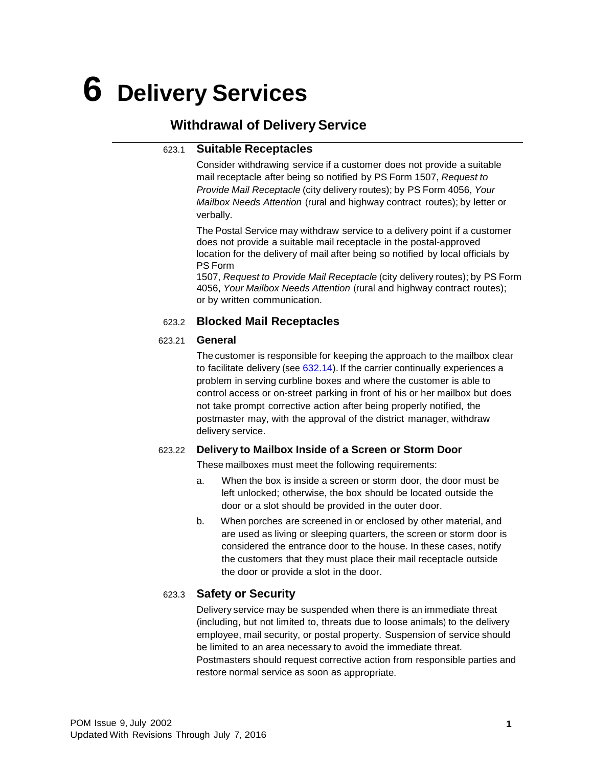# 6 Delivery Services

## Withdrawal of Delivery Service

### 623.1 Suitable Receptacles

Consider withdrawing service if a customer does not provide a suitable mail receptacle after being so notified by PS Form 1507, *Request to Provide Mail Receptacle* (city delivery routes); by PS Form 4056, *Your Mailbox Needs Attention* (rural and highway contract routes); by letter or verbally.

The Postal Service may withdraw service to a delivery point if a customer does not provide a suitable mail receptacle in the postal-approved location for the delivery of mail after being so notified by local officials by PS Form 1507, *Request to Provide Mail Receptacle* (city delivery routes); by PS Form 4056, *Your Mailbox Needs Attention* (rural and highway contract routes); or by written communication.

### 623.2 Blocked Mail Receptacles

#### 623.21 General

The customer is responsible for keeping the approach to the mailbox clear to facilitate delivery (see 632.14). If the carrier continually experiences a problem in serving curbline boxes and where the customer is able to control access or on-street parking in front of his or her mailbox but does not take prompt corrective action after being properly notified, the postmaster may, with the approval of the district manager, withdraw delivery service.

#### 623.22 Delivery to Mailbox Inside of a Screen or Storm Door

These mailboxes must meet the following requirements:

a. When the box is inside a screen or storm door, the door must be left unlocked; otherwise, the box should be located outside the door or a slot should be provided in the outer door.

b. When porches are screened in or enclosed by other material, and are used as living or sleeping quarters, the screen or storm door is considered the entrance door to the house. In these cases, notify the customers that they must place their mail receptacle outside the door or provide a slot in the door.

### 623.3 Safety or Security

Delivery service may be suspended when there is an immediate threat (including, but not limited to, threats due to loose animals) to the delivery employee, mail security, or postal property. Suspension of service should be limited to an area necessary to avoid the immediate threat. Postmasters should request corrective action from responsible parties and restore normal service as soon as appropriate.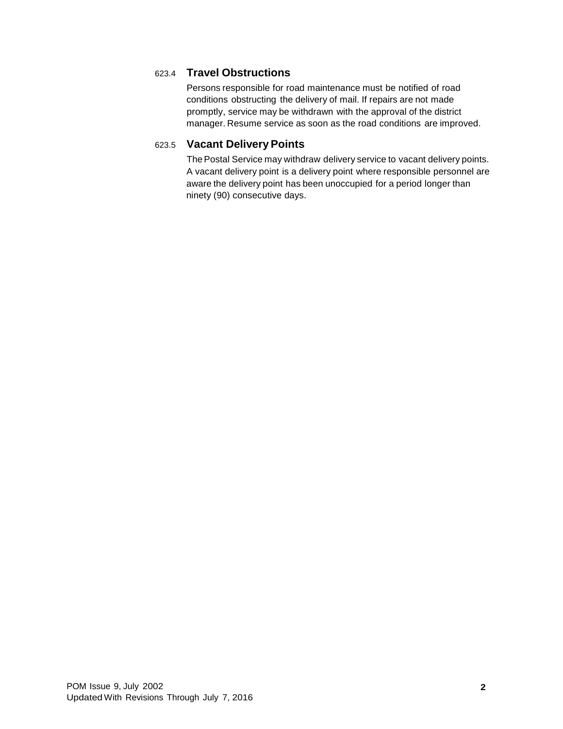### 623.4 Travel Obstructions

Persons responsible for road maintenance must be notified of road conditions obstructing the delivery of mail. If repairs are not made promptly, service may be withdrawn with the approval of the district manager. Resume service as soon as the road conditions are improved.

### 623.5 Vacant Delivery Points

The Postal Service may withdraw delivery service to vacant delivery points. A vacant delivery point is a delivery point where responsible personnel are aware the delivery point has been unoccupied for a period longer than ninety (90) consecutive days.